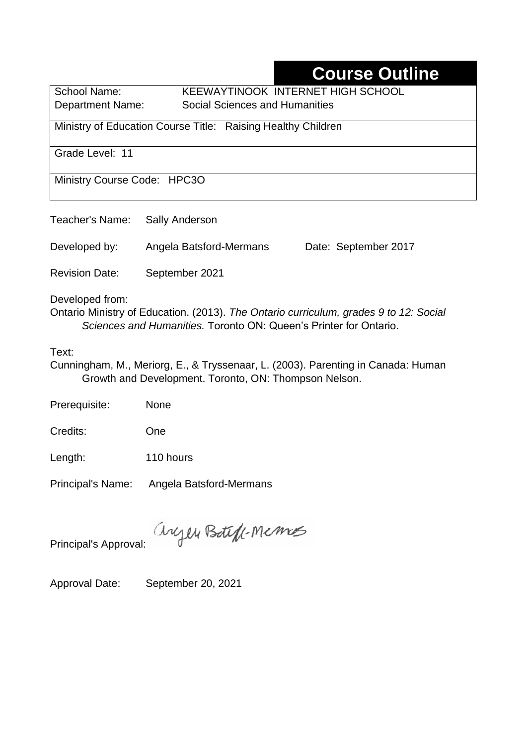# Course Outline

| | |
|---|---|
| School Name: | KEEWAYTINOOK INTERNET HIGH SCHOOL |
| Department Name: | Social Sciences and Humanities |
| Ministry of Education Course Title: Raising Healthy Children | |
| Grade Level: 11 | |
| Ministry Course Code: HPC3O | |

Teacher's Name: Sally Anderson

Developed by: Angela Batsford-Mermans Date: September 2017

Revision Date: September 2021

Developed from:
Ontario Ministry of Education. (2013). *The Ontario curriculum, grades 9 to 12: Social Sciences and Humanities.* Toronto ON: Queen's Printer for Ontario.

Text:
Cunningham, M., Meriorg, E., & Tryssenaar, L. (2003). Parenting in Canada: Human Growth and Development. Toronto, ON: Thompson Nelson.

Prerequisite: None

Credits: One

Length: 110 hours

Principal's Name: Angela Batsford-Mermans

Principal's Approval: Angela Batsford-Mermans

Approval Date: September 20, 2021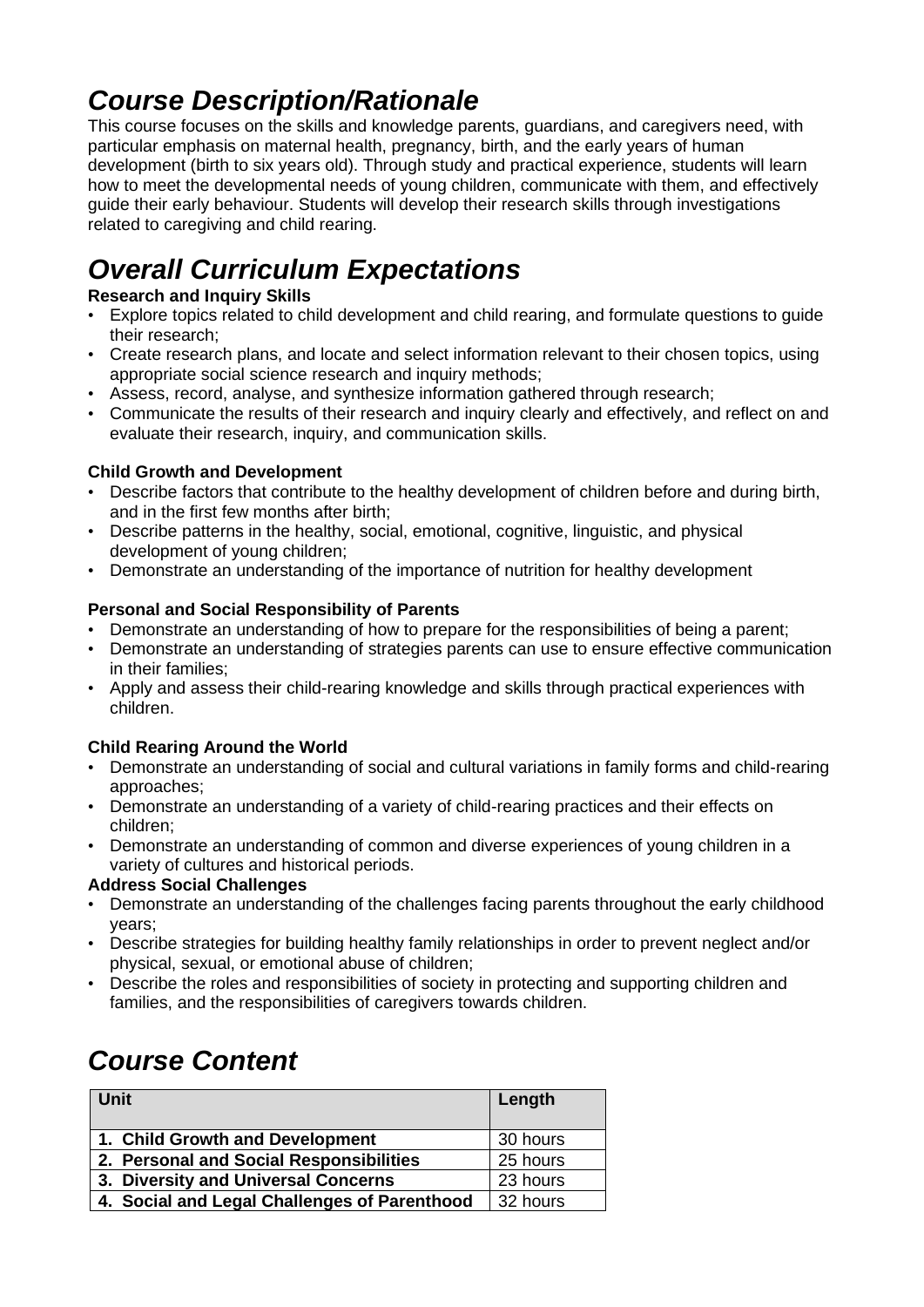# *Course Description/Rationale*

This course focuses on the skills and knowledge parents, guardians, and caregivers need, with particular emphasis on maternal health, pregnancy, birth, and the early years of human development (birth to six years old). Through study and practical experience, students will learn how to meet the developmental needs of young children, communicate with them, and effectively guide their early behaviour. Students will develop their research skills through investigations related to caregiving and child rearing.

# *Overall Curriculum Expectations*

**Research and Inquiry Skills**

- Explore topics related to child development and child rearing, and formulate questions to guide their research;
- Create research plans, and locate and select information relevant to their chosen topics, using appropriate social science research and inquiry methods;
- Assess, record, analyse, and synthesize information gathered through research;
- Communicate the results of their research and inquiry clearly and effectively, and reflect on and evaluate their research, inquiry, and communication skills.

**Child Growth and Development**

- Describe factors that contribute to the healthy development of children before and during birth, and in the first few months after birth;
- Describe patterns in the healthy, social, emotional, cognitive, linguistic, and physical development of young children;
- Demonstrate an understanding of the importance of nutrition for healthy development

**Personal and Social Responsibility of Parents**

- Demonstrate an understanding of how to prepare for the responsibilities of being a parent;
- Demonstrate an understanding of strategies parents can use to ensure effective communication in their families;
- Apply and assess their child-rearing knowledge and skills through practical experiences with children.

**Child Rearing Around the World**

- Demonstrate an understanding of social and cultural variations in family forms and child-rearing approaches;
- Demonstrate an understanding of a variety of child-rearing practices and their effects on children;
- Demonstrate an understanding of common and diverse experiences of young children in a variety of cultures and historical periods.

**Address Social Challenges**

- Demonstrate an understanding of the challenges facing parents throughout the early childhood years;
- Describe strategies for building healthy family relationships in order to prevent neglect and/or physical, sexual, or emotional abuse of children;
- Describe the roles and responsibilities of society in protecting and supporting children and families, and the responsibilities of caregivers towards children.

# *Course Content*

| Unit | Length |
|---|---|
| **1. Child Growth and Development** | 30 hours |
| **2. Personal and Social Responsibilities** | 25 hours |
| **3. Diversity and Universal Concerns** | 23 hours |
| **4. Social and Legal Challenges of Parenthood** | 32 hours |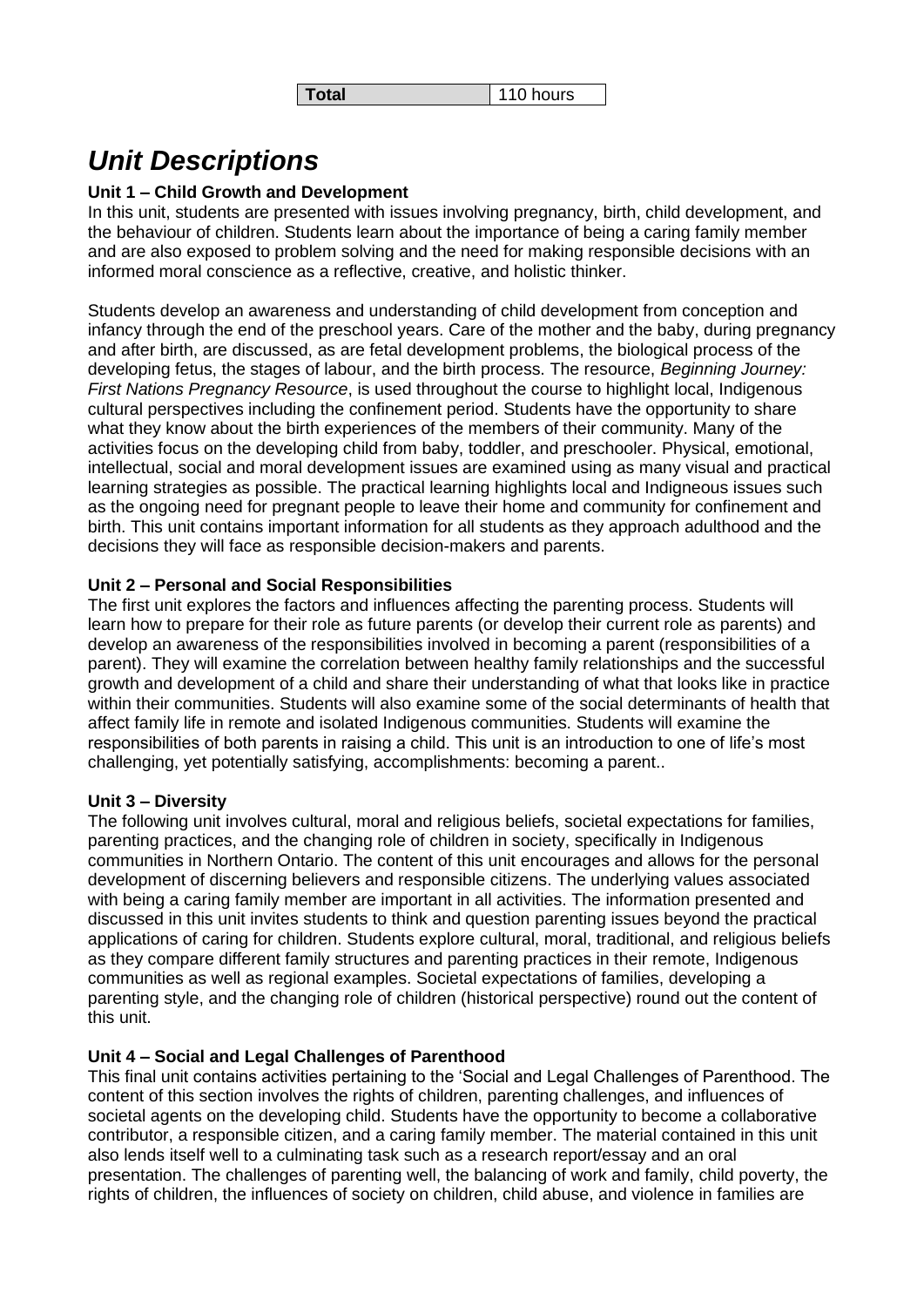| | |
|---|---|
| **Total** | 110 hours |

# *Unit Descriptions*

**Unit 1 – Child Growth and Development**
In this unit, students are presented with issues involving pregnancy, birth, child development, and the behaviour of children. Students learn about the importance of being a caring family member and are also exposed to problem solving and the need for making responsible decisions with an informed moral conscience as a reflective, creative, and holistic thinker.

Students develop an awareness and understanding of child development from conception and infancy through the end of the preschool years. Care of the mother and the baby, during pregnancy and after birth, are discussed, as are fetal development problems, the biological process of the developing fetus, the stages of labour, and the birth process. The resource, *Beginning Journey: First Nations Pregnancy Resource*, is used throughout the course to highlight local, Indigenous cultural perspectives including the confinement period. Students have the opportunity to share what they know about the birth experiences of the members of their community. Many of the activities focus on the developing child from baby, toddler, and preschooler. Physical, emotional, intellectual, social and moral development issues are examined using as many visual and practical learning strategies as possible. The practical learning highlights local and Indigneous issues such as the ongoing need for pregnant people to leave their home and community for confinement and birth. This unit contains important information for all students as they approach adulthood and the decisions they will face as responsible decision-makers and parents.

**Unit 2 – Personal and Social Responsibilities**
The first unit explores the factors and influences affecting the parenting process. Students will learn how to prepare for their role as future parents (or develop their current role as parents) and develop an awareness of the responsibilities involved in becoming a parent (responsibilities of a parent). They will examine the correlation between healthy family relationships and the successful growth and development of a child and share their understanding of what that looks like in practice within their communities. Students will also examine some of the social determinants of health that affect family life in remote and isolated Indigenous communities. Students will examine the responsibilities of both parents in raising a child. This unit is an introduction to one of life's most challenging, yet potentially satisfying, accomplishments: becoming a parent..

**Unit 3 – Diversity**
The following unit involves cultural, moral and religious beliefs, societal expectations for families, parenting practices, and the changing role of children in society, specifically in Indigenous communities in Northern Ontario. The content of this unit encourages and allows for the personal development of discerning believers and responsible citizens. The underlying values associated with being a caring family member are important in all activities. The information presented and discussed in this unit invites students to think and question parenting issues beyond the practical applications of caring for children. Students explore cultural, moral, traditional, and religious beliefs as they compare different family structures and parenting practices in their remote, Indigenous communities as well as regional examples. Societal expectations of families, developing a parenting style, and the changing role of children (historical perspective) round out the content of this unit.

**Unit 4 – Social and Legal Challenges of Parenthood**
This final unit contains activities pertaining to the 'Social and Legal Challenges of Parenthood. The content of this section involves the rights of children, parenting challenges, and influences of societal agents on the developing child. Students have the opportunity to become a collaborative contributor, a responsible citizen, and a caring family member. The material contained in this unit also lends itself well to a culminating task such as a research report/essay and an oral presentation. The challenges of parenting well, the balancing of work and family, child poverty, the rights of children, the influences of society on children, child abuse, and violence in families are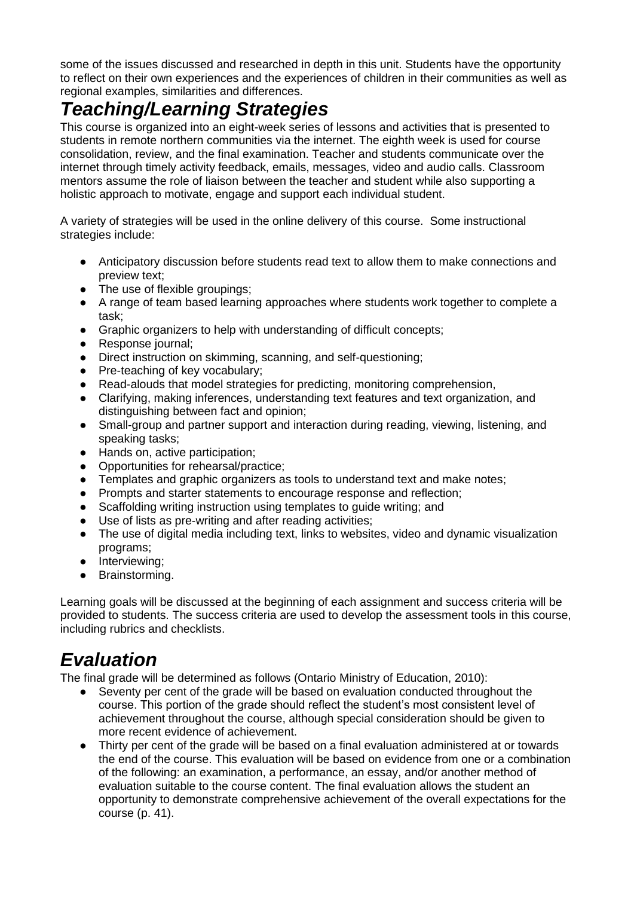some of the issues discussed and researched in depth in this unit. Students have the opportunity to reflect on their own experiences and the experiences of children in their communities as well as regional examples, similarities and differences.

# *Teaching/Learning Strategies*

This course is organized into an eight-week series of lessons and activities that is presented to students in remote northern communities via the internet. The eighth week is used for course consolidation, review, and the final examination. Teacher and students communicate over the internet through timely activity feedback, emails, messages, video and audio calls. Classroom mentors assume the role of liaison between the teacher and student while also supporting a holistic approach to motivate, engage and support each individual student.

A variety of strategies will be used in the online delivery of this course. Some instructional strategies include:

- Anticipatory discussion before students read text to allow them to make connections and preview text;
- The use of flexible groupings;
- A range of team based learning approaches where students work together to complete a task;
- Graphic organizers to help with understanding of difficult concepts;
- Response journal;
- Direct instruction on skimming, scanning, and self-questioning;
- Pre-teaching of key vocabulary;
- Read-alouds that model strategies for predicting, monitoring comprehension,
- Clarifying, making inferences, understanding text features and text organization, and distinguishing between fact and opinion;
- Small-group and partner support and interaction during reading, viewing, listening, and speaking tasks;
- Hands on, active participation;
- Opportunities for rehearsal/practice;
- Templates and graphic organizers as tools to understand text and make notes;
- Prompts and starter statements to encourage response and reflection;
- Scaffolding writing instruction using templates to guide writing; and
- Use of lists as pre-writing and after reading activities;
- The use of digital media including text, links to websites, video and dynamic visualization programs;
- Interviewing;
- Brainstorming.

Learning goals will be discussed at the beginning of each assignment and success criteria will be provided to students. The success criteria are used to develop the assessment tools in this course, including rubrics and checklists.

# *Evaluation*

The final grade will be determined as follows (Ontario Ministry of Education, 2010):

- Seventy per cent of the grade will be based on evaluation conducted throughout the course. This portion of the grade should reflect the student's most consistent level of achievement throughout the course, although special consideration should be given to more recent evidence of achievement.
- Thirty per cent of the grade will be based on a final evaluation administered at or towards the end of the course. This evaluation will be based on evidence from one or a combination of the following: an examination, a performance, an essay, and/or another method of evaluation suitable to the course content. The final evaluation allows the student an opportunity to demonstrate comprehensive achievement of the overall expectations for the course (p. 41).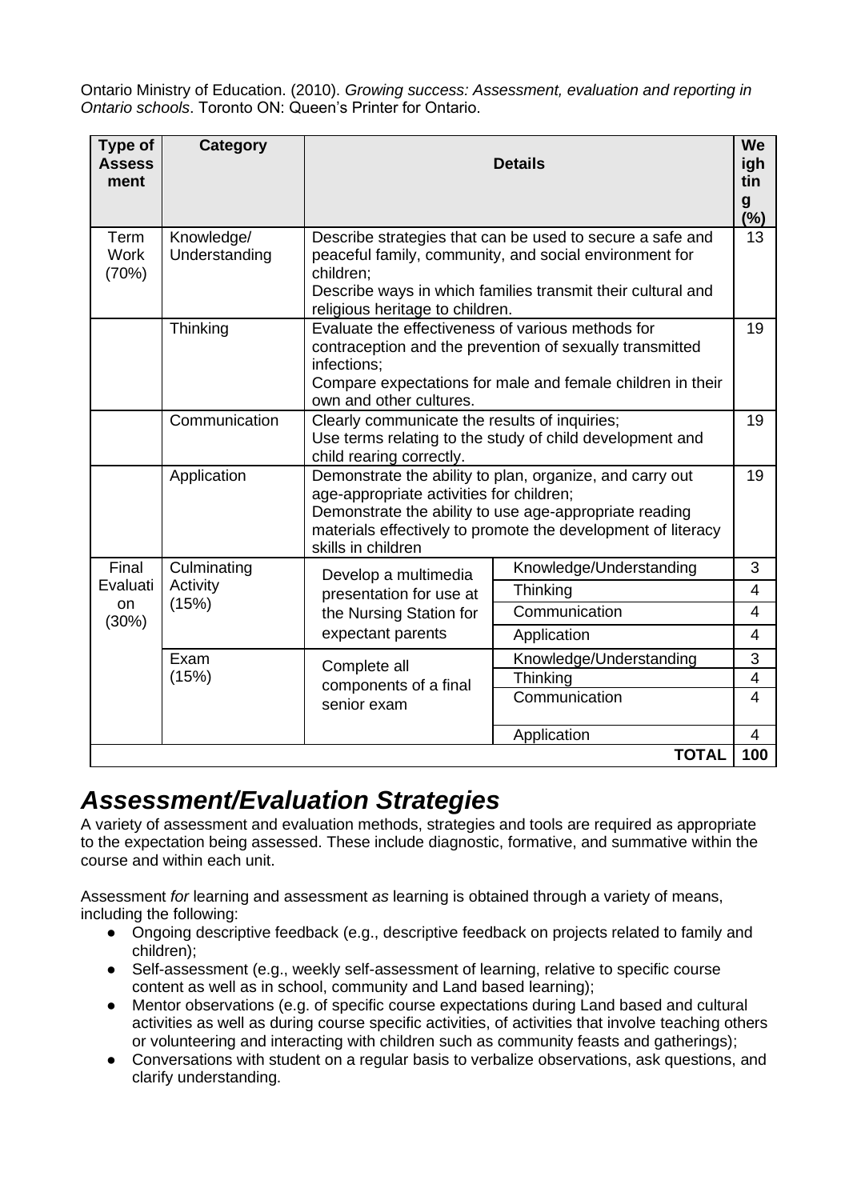Ontario Ministry of Education. (2010). *Growing success: Assessment, evaluation and reporting in Ontario schools*. Toronto ON: Queen's Printer for Ontario.

| Type of Assessment | Category | Details | | Weighting (%) |
|---|---|---|---|---|
| Term Work (70%) | Knowledge/ Understanding | Describe strategies that can be used to secure a safe and peaceful family, community, and social environment for children; Describe ways in which families transmit their cultural and religious heritage to children. | | 13 |
| | Thinking | Evaluate the effectiveness of various methods for contraception and the prevention of sexually transmitted infections; Compare expectations for male and female children in their own and other cultures. | | 19 |
| | Communication | Clearly communicate the results of inquiries; Use terms relating to the study of child development and child rearing correctly. | | 19 |
| | Application | Demonstrate the ability to plan, organize, and carry out age-appropriate activities for children; Demonstrate the ability to use age-appropriate reading materials effectively to promote the development of literacy skills in children | | 19 |
| Final Evaluation (30%) | Culminating Activity (15%) | Develop a multimedia presentation for use at the Nursing Station for expectant parents | Knowledge/Understanding | 3 |
| | | | Thinking | 4 |
| | | | Communication | 4 |
| | | | Application | 4 |
| | Exam (15%) | Complete all components of a final senior exam | Knowledge/Understanding | 3 |
| | | | Thinking | 4 |
| | | | Communication | 4 |
| | | | Application | 4 |
| | | | **TOTAL** | **100** |

## *Assessment/Evaluation Strategies*

A variety of assessment and evaluation methods, strategies and tools are required as appropriate to the expectation being assessed. These include diagnostic, formative, and summative within the course and within each unit.

Assessment *for* learning and assessment *as* learning is obtained through a variety of means, including the following:

- Ongoing descriptive feedback (e.g., descriptive feedback on projects related to family and children);
- Self-assessment (e.g., weekly self-assessment of learning, relative to specific course content as well as in school, community and Land based learning);
- Mentor observations (e.g. of specific course expectations during Land based and cultural activities as well as during course specific activities, of activities that involve teaching others or volunteering and interacting with children such as community feasts and gatherings);
- Conversations with student on a regular basis to verbalize observations, ask questions, and clarify understanding.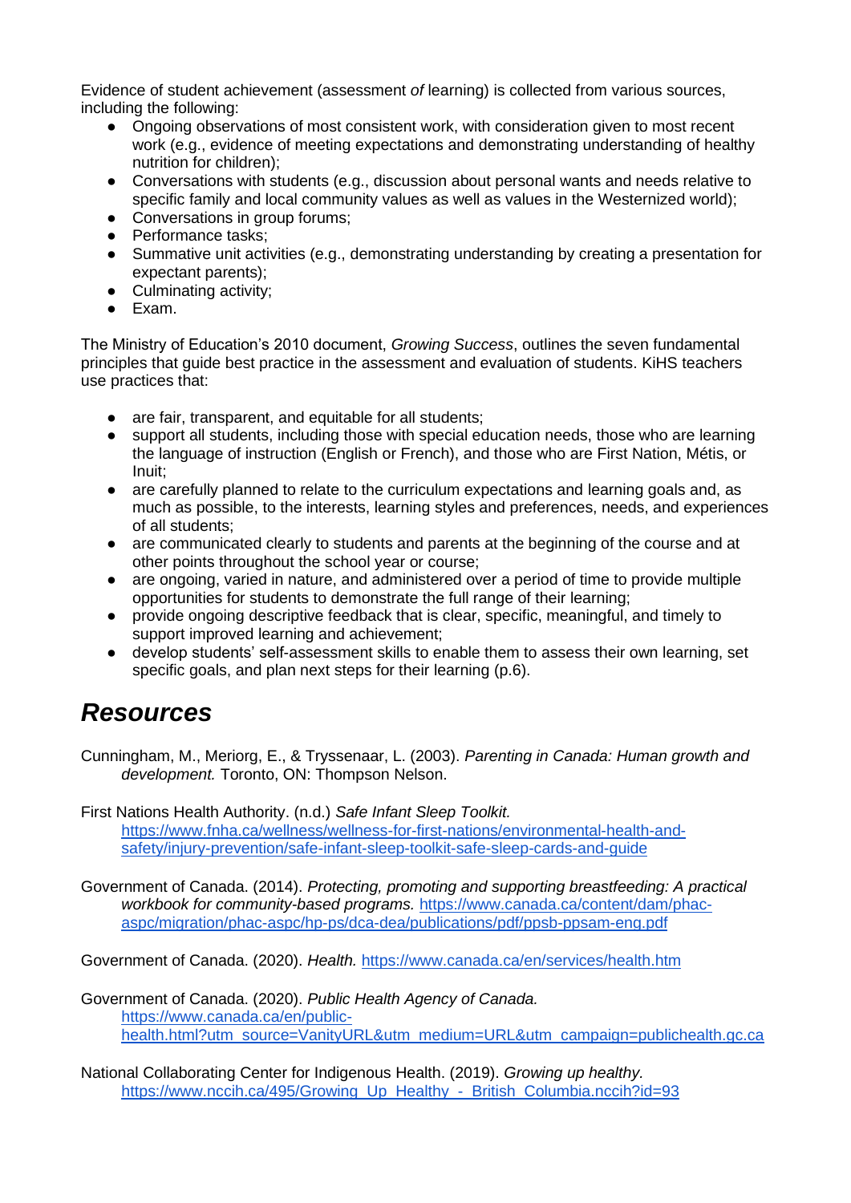Evidence of student achievement (assessment *of* learning) is collected from various sources, including the following:

- Ongoing observations of most consistent work, with consideration given to most recent work (e.g., evidence of meeting expectations and demonstrating understanding of healthy nutrition for children);
- Conversations with students (e.g., discussion about personal wants and needs relative to specific family and local community values as well as values in the Westernized world);
- Conversations in group forums;
- Performance tasks;
- Summative unit activities (e.g., demonstrating understanding by creating a presentation for expectant parents);
- Culminating activity;
- Exam.

The Ministry of Education's 2010 document, *Growing Success*, outlines the seven fundamental principles that guide best practice in the assessment and evaluation of students. KiHS teachers use practices that:

- are fair, transparent, and equitable for all students;
- support all students, including those with special education needs, those who are learning the language of instruction (English or French), and those who are First Nation, Métis, or Inuit;
- are carefully planned to relate to the curriculum expectations and learning goals and, as much as possible, to the interests, learning styles and preferences, needs, and experiences of all students;
- are communicated clearly to students and parents at the beginning of the course and at other points throughout the school year or course;
- are ongoing, varied in nature, and administered over a period of time to provide multiple opportunities for students to demonstrate the full range of their learning;
- provide ongoing descriptive feedback that is clear, specific, meaningful, and timely to support improved learning and achievement;
- develop students' self-assessment skills to enable them to assess their own learning, set specific goals, and plan next steps for their learning (p.6).

# Resources

Cunningham, M., Meriorg, E., & Tryssenaar, L. (2003). *Parenting in Canada: Human growth and development.* Toronto, ON: Thompson Nelson.

First Nations Health Authority. (n.d.) *Safe Infant Sleep Toolkit.* https://www.fnha.ca/wellness/wellness-for-first-nations/environmental-health-and-safety/injury-prevention/safe-infant-sleep-toolkit-safe-sleep-cards-and-guide

Government of Canada. (2014). *Protecting, promoting and supporting breastfeeding: A practical workbook for community-based programs.* https://www.canada.ca/content/dam/phac-aspc/migration/phac-aspc/hp-ps/dca-dea/publications/pdf/ppsb-ppsam-eng.pdf

Government of Canada. (2020). *Health.* https://www.canada.ca/en/services/health.htm

Government of Canada. (2020). *Public Health Agency of Canada.* https://www.canada.ca/en/public-health.html?utm_source=VanityURL&utm_medium=URL&utm_campaign=publichealth.gc.ca

National Collaborating Center for Indigenous Health. (2019). *Growing up healthy.* https://www.nccih.ca/495/Growing_Up_Healthy_-_British_Columbia.nccih?id=93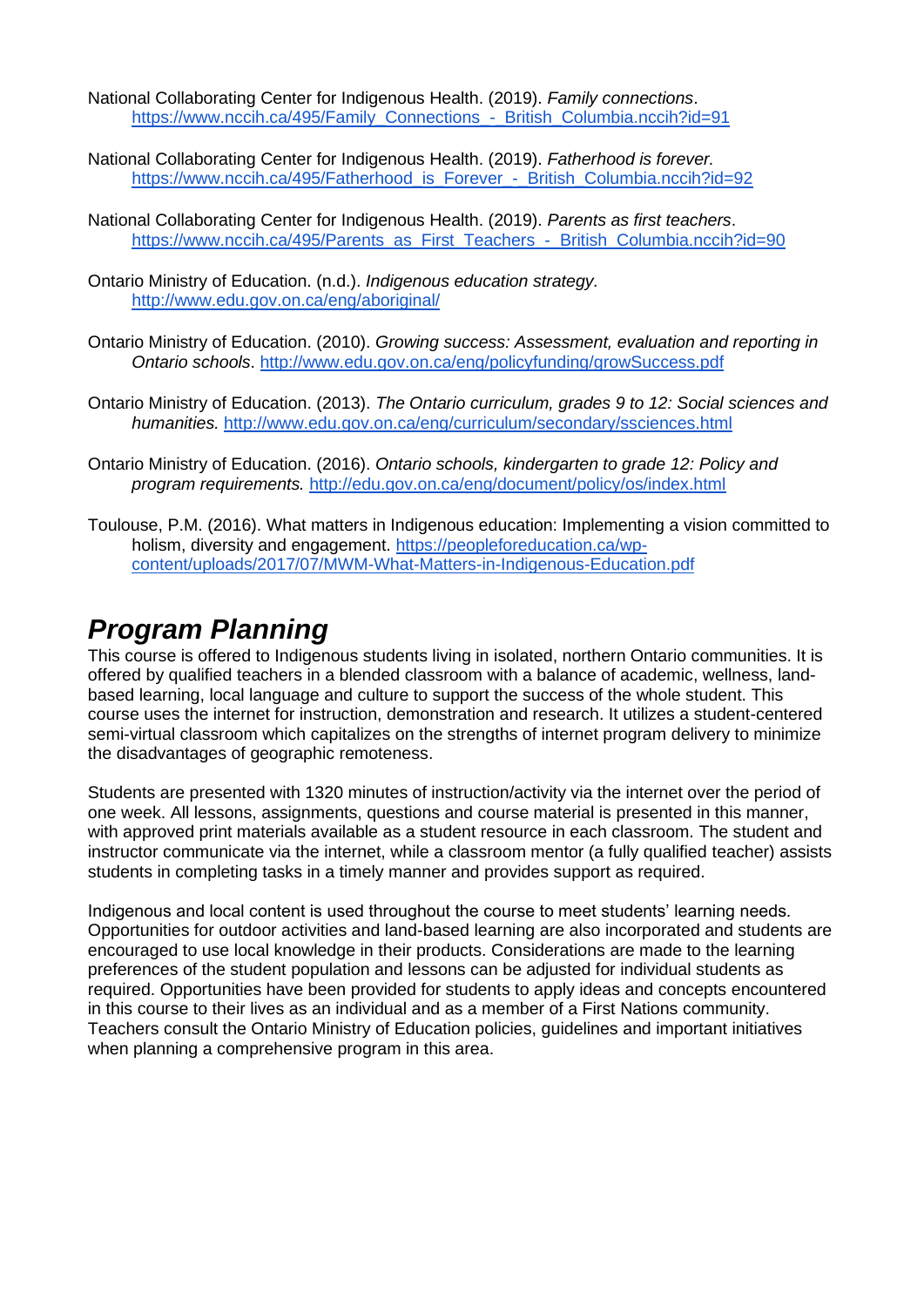National Collaborating Center for Indigenous Health. (2019). *Family connections*. https://www.nccih.ca/495/Family_Connections_-_British_Columbia.nccih?id=91

National Collaborating Center for Indigenous Health. (2019). *Fatherhood is forever.* https://www.nccih.ca/495/Fatherhood_is_Forever_-_British_Columbia.nccih?id=92

National Collaborating Center for Indigenous Health. (2019). *Parents as first teachers*. https://www.nccih.ca/495/Parents_as_First_Teachers_-_British_Columbia.nccih?id=90

Ontario Ministry of Education. (n.d.). *Indigenous education strategy.* http://www.edu.gov.on.ca/eng/aboriginal/

Ontario Ministry of Education. (2010). *Growing success: Assessment, evaluation and reporting in Ontario schools*. http://www.edu.gov.on.ca/eng/policyfunding/growSuccess.pdf

Ontario Ministry of Education. (2013). *The Ontario curriculum, grades 9 to 12: Social sciences and humanities.* http://www.edu.gov.on.ca/eng/curriculum/secondary/ssciences.html

Ontario Ministry of Education. (2016). *Ontario schools, kindergarten to grade 12: Policy and program requirements.* http://edu.gov.on.ca/eng/document/policy/os/index.html

Toulouse, P.M. (2016). What matters in Indigenous education: Implementing a vision committed to holism, diversity and engagement. https://peopleforeducation.ca/wp-content/uploads/2017/07/MWM-What-Matters-in-Indigenous-Education.pdf

## *Program Planning*

This course is offered to Indigenous students living in isolated, northern Ontario communities. It is offered by qualified teachers in a blended classroom with a balance of academic, wellness, land-based learning, local language and culture to support the success of the whole student. This course uses the internet for instruction, demonstration and research. It utilizes a student-centered semi-virtual classroom which capitalizes on the strengths of internet program delivery to minimize the disadvantages of geographic remoteness.

Students are presented with 1320 minutes of instruction/activity via the internet over the period of one week. All lessons, assignments, questions and course material is presented in this manner, with approved print materials available as a student resource in each classroom. The student and instructor communicate via the internet, while a classroom mentor (a fully qualified teacher) assists students in completing tasks in a timely manner and provides support as required.

Indigenous and local content is used throughout the course to meet students' learning needs. Opportunities for outdoor activities and land-based learning are also incorporated and students are encouraged to use local knowledge in their products. Considerations are made to the learning preferences of the student population and lessons can be adjusted for individual students as required. Opportunities have been provided for students to apply ideas and concepts encountered in this course to their lives as an individual and as a member of a First Nations community. Teachers consult the Ontario Ministry of Education policies, guidelines and important initiatives when planning a comprehensive program in this area.